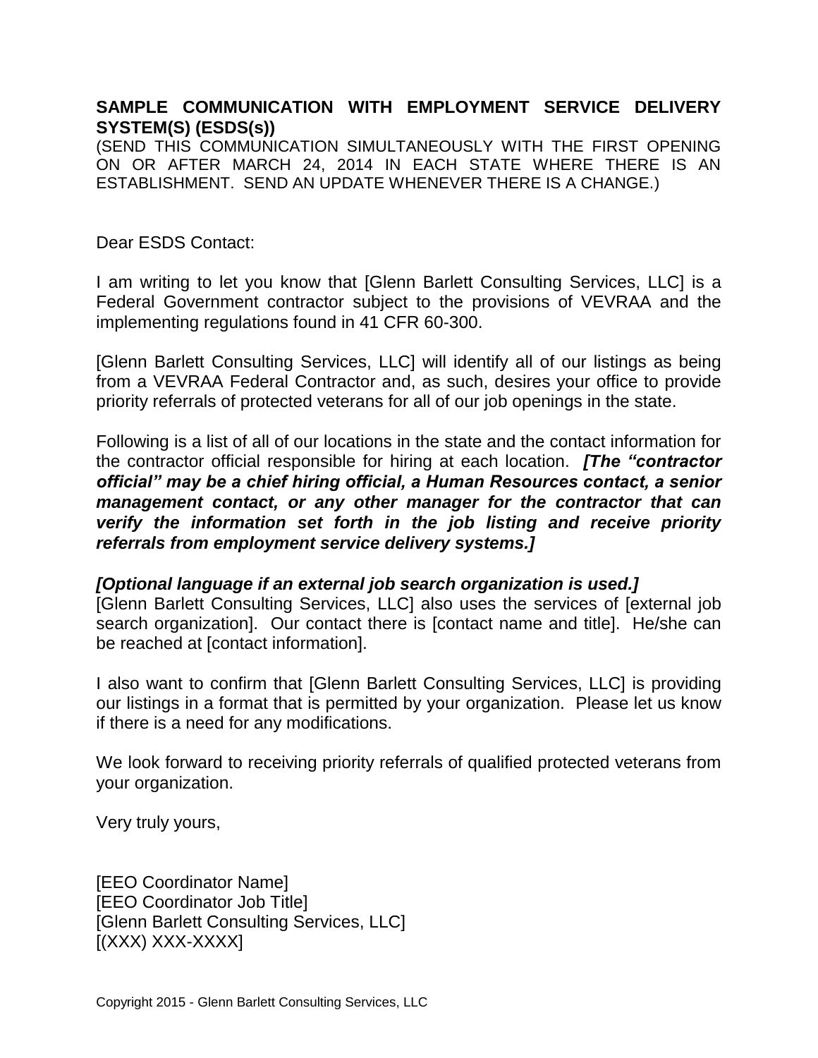**SAMPLE COMMUNICATION WITH EMPLOYMENT SERVICE DELIVERY SYSTEM(S) (ESDS(s))**

(SEND THIS COMMUNICATION SIMULTANEOUSLY WITH THE FIRST OPENING ON OR AFTER MARCH 24, 2014 IN EACH STATE WHERE THERE IS AN ESTABLISHMENT. SEND AN UPDATE WHENEVER THERE IS A CHANGE.)

Dear ESDS Contact:

I am writing to let you know that [Glenn Barlett Consulting Services, LLC] is a Federal Government contractor subject to the provisions of VEVRAA and the implementing regulations found in 41 CFR 60-300.

[Glenn Barlett Consulting Services, LLC] will identify all of our listings as being from a VEVRAA Federal Contractor and, as such, desires your office to provide priority referrals of protected veterans for all of our job openings in the state.

Following is a list of all of our locations in the state and the contact information for the contractor official responsible for hiring at each location. ***[The "contractor official" may be a chief hiring official, a Human Resources contact, a senior management contact, or any other manager for the contractor that can verify the information set forth in the job listing and receive priority referrals from employment service delivery systems.]***

***[Optional language if an external job search organization is used.]***
[Glenn Barlett Consulting Services, LLC] also uses the services of [external job search organization]. Our contact there is [contact name and title]. He/she can be reached at [contact information].

I also want to confirm that [Glenn Barlett Consulting Services, LLC] is providing our listings in a format that is permitted by your organization. Please let us know if there is a need for any modifications.

We look forward to receiving priority referrals of qualified protected veterans from your organization.

Very truly yours,

[EEO Coordinator Name]
[EEO Coordinator Job Title]
[Glenn Barlett Consulting Services, LLC]
[(XXX) XXX-XXXX]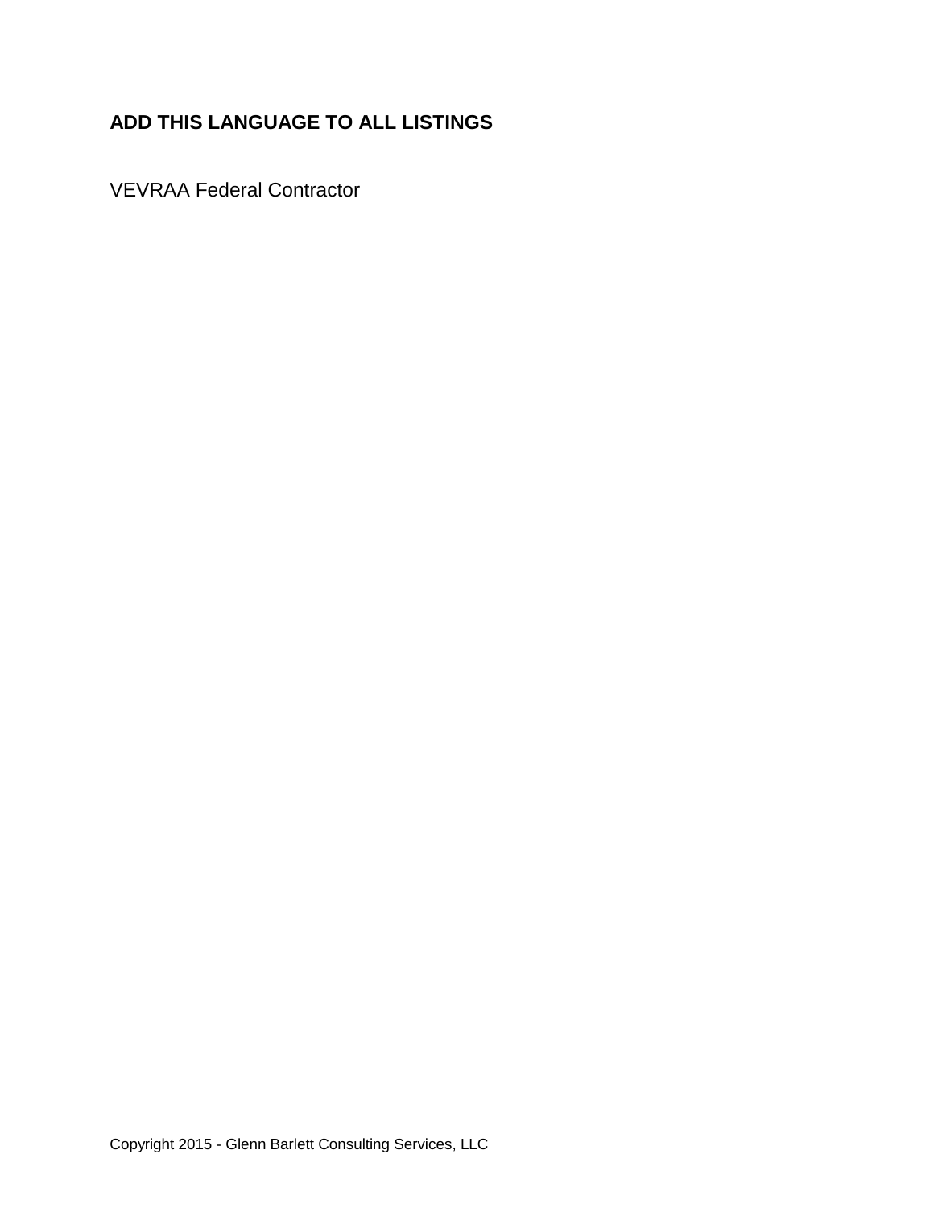**ADD THIS LANGUAGE TO ALL LISTINGS**

VEVRAA Federal Contractor

Copyright 2015 - Glenn Barlett Consulting Services, LLC